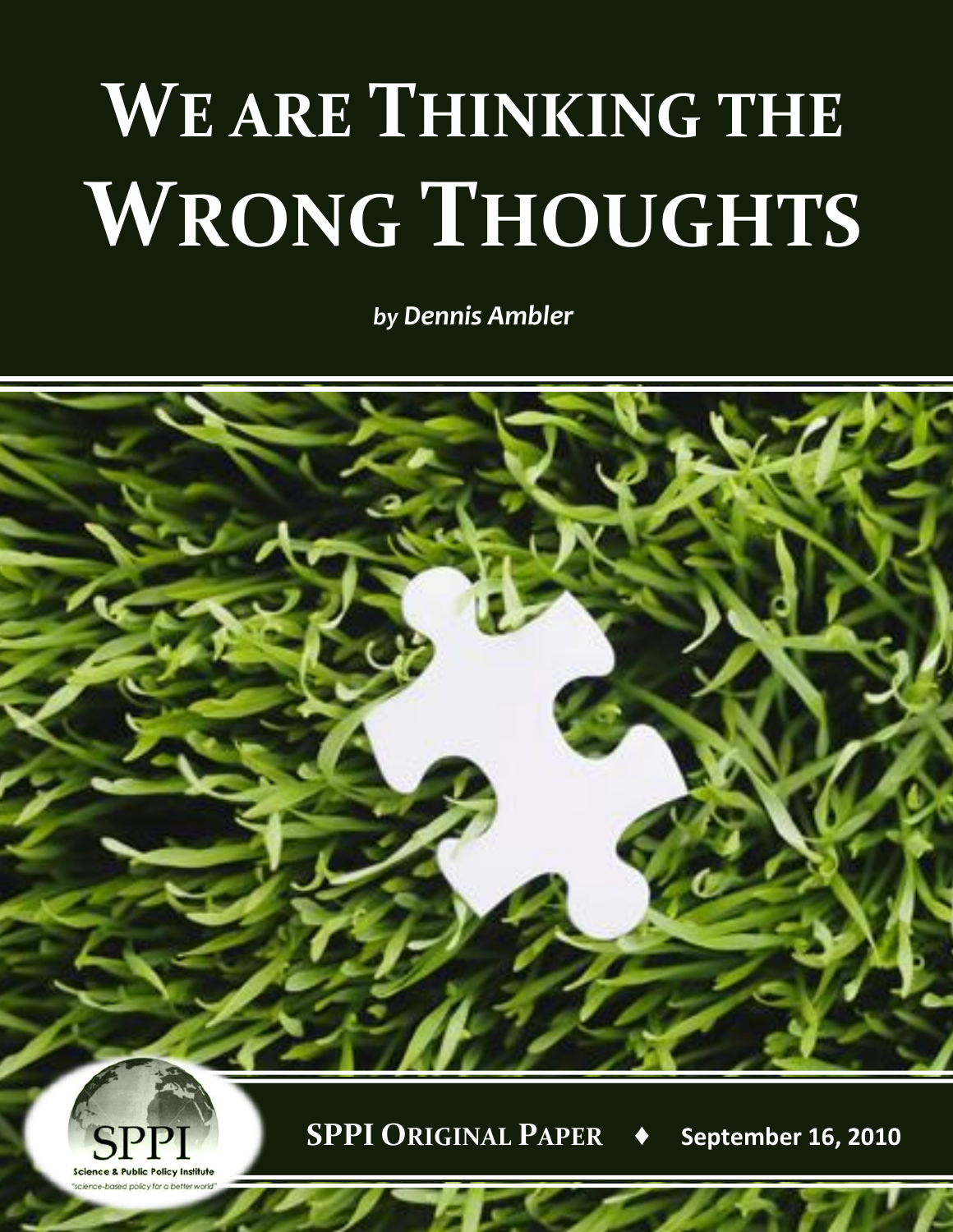# WE ARE THINKING THE WRONG THOUGHTS

*by Dennis Ambler*

SPPI
Science & Public Policy Institute
"science-based policy for a better world"

**SPPI ORIGINAL PAPER ♦ September 16, 2010**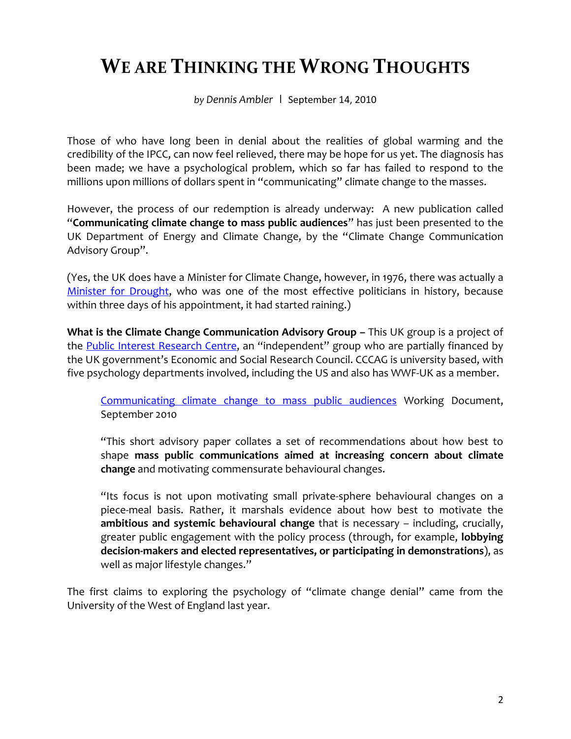# WE ARE THINKING THE WRONG THOUGHTS

*by Dennis Ambler* | September 14, 2010

Those of who have long been in denial about the realities of global warming and the credibility of the IPCC, can now feel relieved, there may be hope for us yet. The diagnosis has been made; we have a psychological problem, which so far has failed to respond to the millions upon millions of dollars spent in "communicating" climate change to the masses.

However, the process of our redemption is already underway: A new publication called "**Communicating climate change to mass public audiences**" has just been presented to the UK Department of Energy and Climate Change, by the "Climate Change Communication Advisory Group".

(Yes, the UK does have a Minister for Climate Change, however, in 1976, there was actually a Minister for Drought, who was one of the most effective politicians in history, because within three days of his appointment, it had started raining.)

**What is the Climate Change Communication Advisory Group –** This UK group is a project of the Public Interest Research Centre, an "independent" group who are partially financed by the UK government's Economic and Social Research Council. CCCAG is university based, with five psychology departments involved, including the US and also has WWF-UK as a member.

> Communicating climate change to mass public audiences Working Document, September 2010
>
> "This short advisory paper collates a set of recommendations about how best to shape **mass public communications aimed at increasing concern about climate change** and motivating commensurate behavioural changes.
>
> "Its focus is not upon motivating small private-sphere behavioural changes on a piece-meal basis. Rather, it marshals evidence about how best to motivate the **ambitious and systemic behavioural change** that is necessary – including, crucially, greater public engagement with the policy process (through, for example, **lobbying decision-makers and elected representatives, or participating in demonstrations**), as well as major lifestyle changes."

The first claims to exploring the psychology of "climate change denial" came from the University of the West of England last year.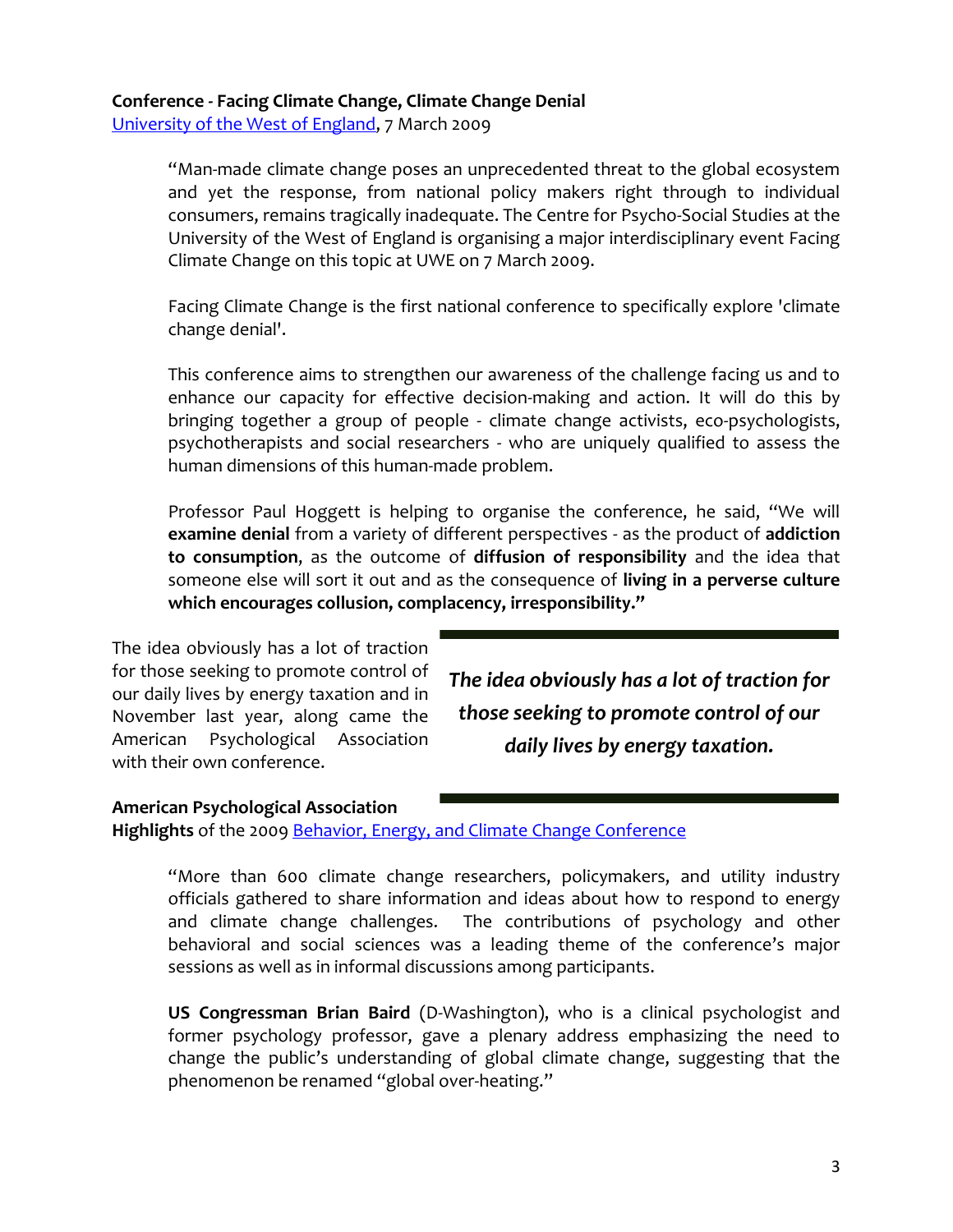**Conference - Facing Climate Change, Climate Change Denial**
University of the West of England, 7 March 2009

> "Man-made climate change poses an unprecedented threat to the global ecosystem and yet the response, from national policy makers right through to individual consumers, remains tragically inadequate. The Centre for Psycho-Social Studies at the University of the West of England is organising a major interdisciplinary event Facing Climate Change on this topic at UWE on 7 March 2009.
>
> Facing Climate Change is the first national conference to specifically explore 'climate change denial'.
>
> This conference aims to strengthen our awareness of the challenge facing us and to enhance our capacity for effective decision-making and action. It will do this by bringing together a group of people - climate change activists, eco-psychologists, psychotherapists and social researchers - who are uniquely qualified to assess the human dimensions of this human-made problem.
>
> Professor Paul Hoggett is helping to organise the conference, he said, "We will **examine denial** from a variety of different perspectives - as the product of **addiction to consumption**, as the outcome of **diffusion of responsibility** and the idea that someone else will sort it out and as the consequence of **living in a perverse culture which encourages collusion, complacency, irresponsibility."**

The idea obviously has a lot of traction for those seeking to promote control of our daily lives by energy taxation and in November last year, along came the American Psychological Association with their own conference.

***The idea obviously has a lot of traction for those seeking to promote control of our daily lives by energy taxation.***

**American Psychological Association**
**Highlights** of the 2009 Behavior, Energy, and Climate Change Conference

> "More than 600 climate change researchers, policymakers, and utility industry officials gathered to share information and ideas about how to respond to energy and climate change challenges. The contributions of psychology and other behavioral and social sciences was a leading theme of the conference's major sessions as well as in informal discussions among participants.
>
> **US Congressman Brian Baird** (D-Washington), who is a clinical psychologist and former psychology professor, gave a plenary address emphasizing the need to change the public's understanding of global climate change, suggesting that the phenomenon be renamed "global over-heating."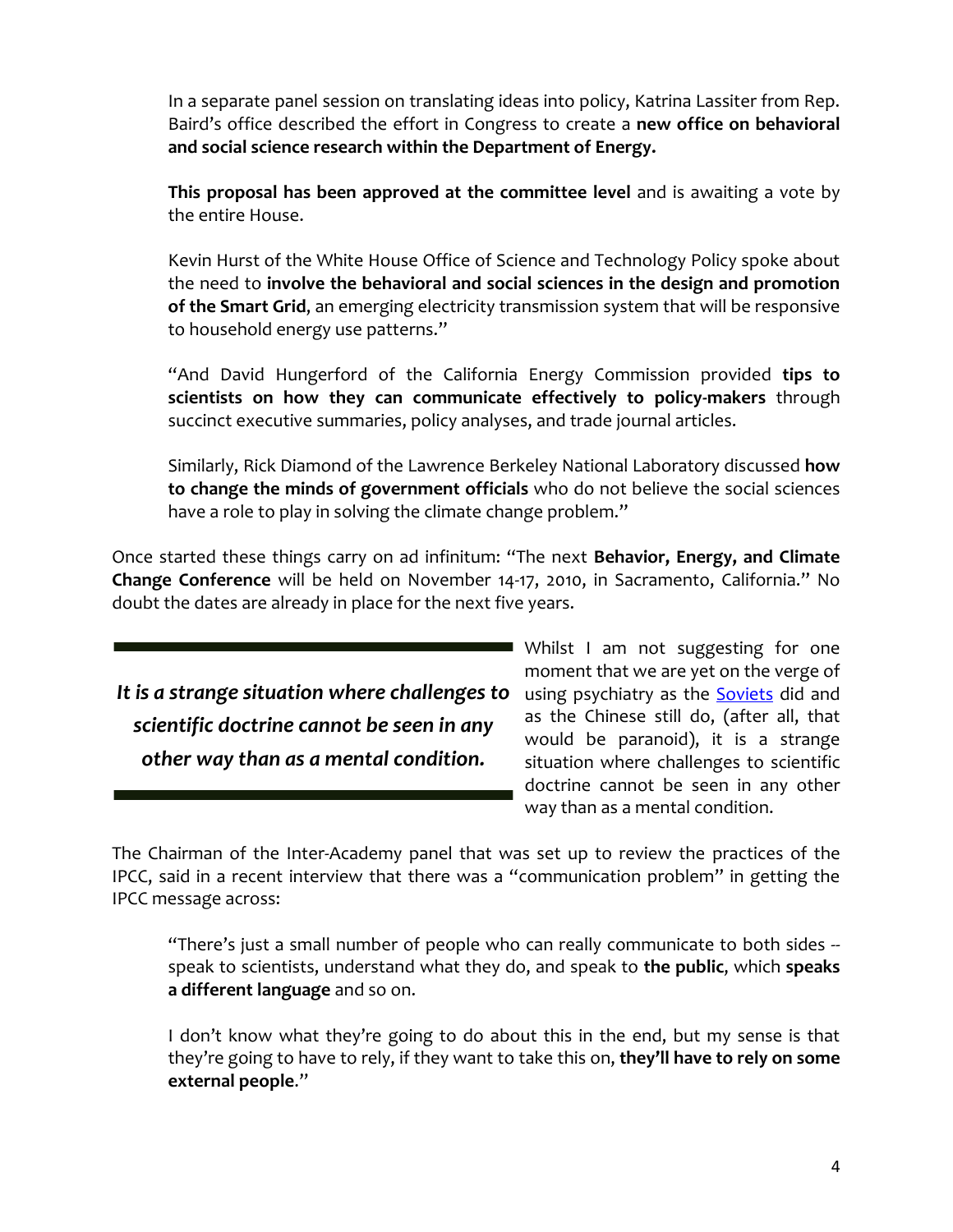> In a separate panel session on translating ideas into policy, Katrina Lassiter from Rep. Baird's office described the effort in Congress to create a **new office on behavioral and social science research within the Department of Energy.**
>
> **This proposal has been approved at the committee level** and is awaiting a vote by the entire House.
>
> Kevin Hurst of the White House Office of Science and Technology Policy spoke about the need to **involve the behavioral and social sciences in the design and promotion of the Smart Grid**, an emerging electricity transmission system that will be responsive to household energy use patterns."
>
> "And David Hungerford of the California Energy Commission provided **tips to scientists on how they can communicate effectively to policy-makers** through succinct executive summaries, policy analyses, and trade journal articles.
>
> Similarly, Rick Diamond of the Lawrence Berkeley National Laboratory discussed **how to change the minds of government officials** who do not believe the social sciences have a role to play in solving the climate change problem."

Once started these things carry on ad infinitum: "The next **Behavior, Energy, and Climate Change Conference** will be held on November 14-17, 2010, in Sacramento, California." No doubt the dates are already in place for the next five years.

> ***It is a strange situation where challenges to scientific doctrine cannot be seen in any other way than as a mental condition.***

Whilst I am not suggesting for one moment that we are yet on the verge of using psychiatry as the [Soviets]() did and as the Chinese still do, (after all, that would be paranoid), it is a strange situation where challenges to scientific doctrine cannot be seen in any other way than as a mental condition.

The Chairman of the Inter-Academy panel that was set up to review the practices of the IPCC, said in a recent interview that there was a "communication problem" in getting the IPCC message across:

> "There's just a small number of people who can really communicate to both sides -- speak to scientists, understand what they do, and speak to **the public**, which **speaks a different language** and so on.
>
> I don't know what they're going to do about this in the end, but my sense is that they're going to have to rely, if they want to take this on, **they'll have to rely on some external people**."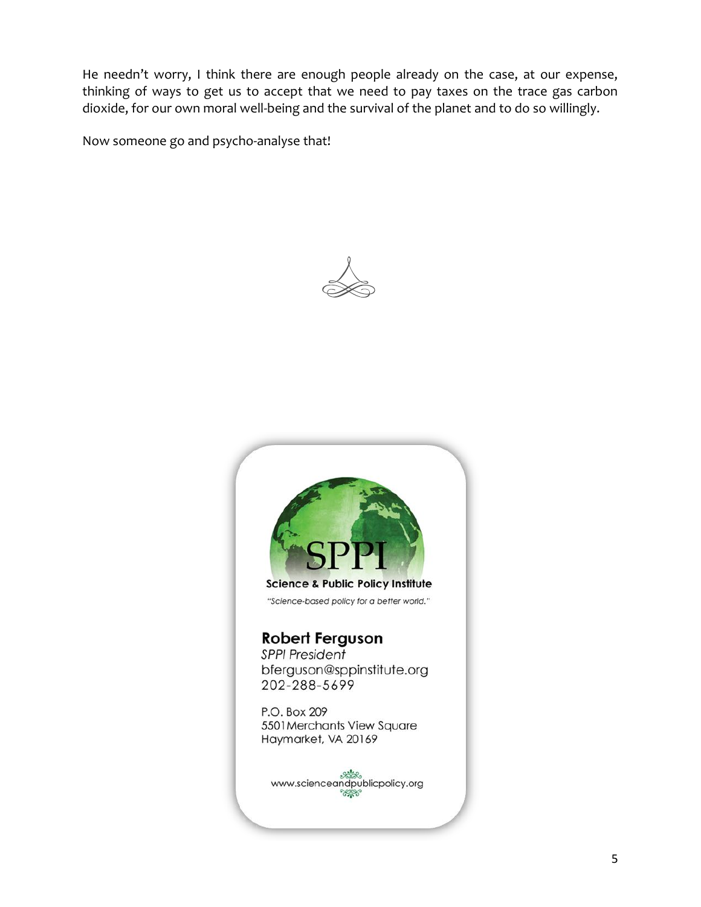He needn't worry, I think there are enough people already on the case, at our expense, thinking of ways to get us to accept that we need to pay taxes on the trace gas carbon dioxide, for our own moral well-being and the survival of the planet and to do so willingly.

Now someone go and psycho-analyse that!

SPPI

**Science & Public Policy Institute**

*"Science-based policy for a better world."*

**Robert Ferguson**
*SPPI President*
bferguson@sppinstitute.org
202-288-5699

P.O. Box 209
5501 Merchants View Square
Haymarket, VA 20169

www.scienceandpublicpolicy.org